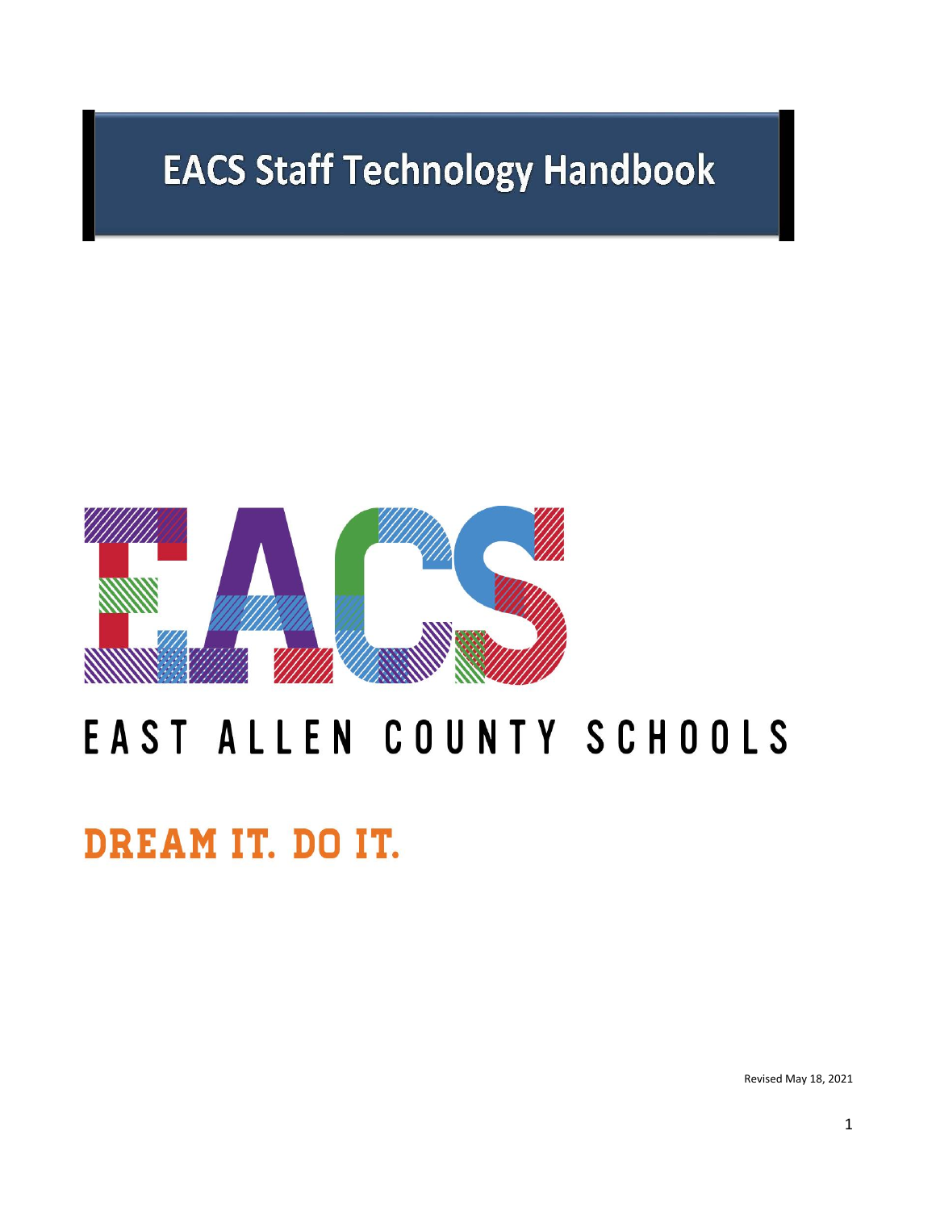# EACS Staff Technology Handbook

EACS

EAST ALLEN COUNTY SCHOOLS

DREAM IT. DO IT.

Revised May 18, 2021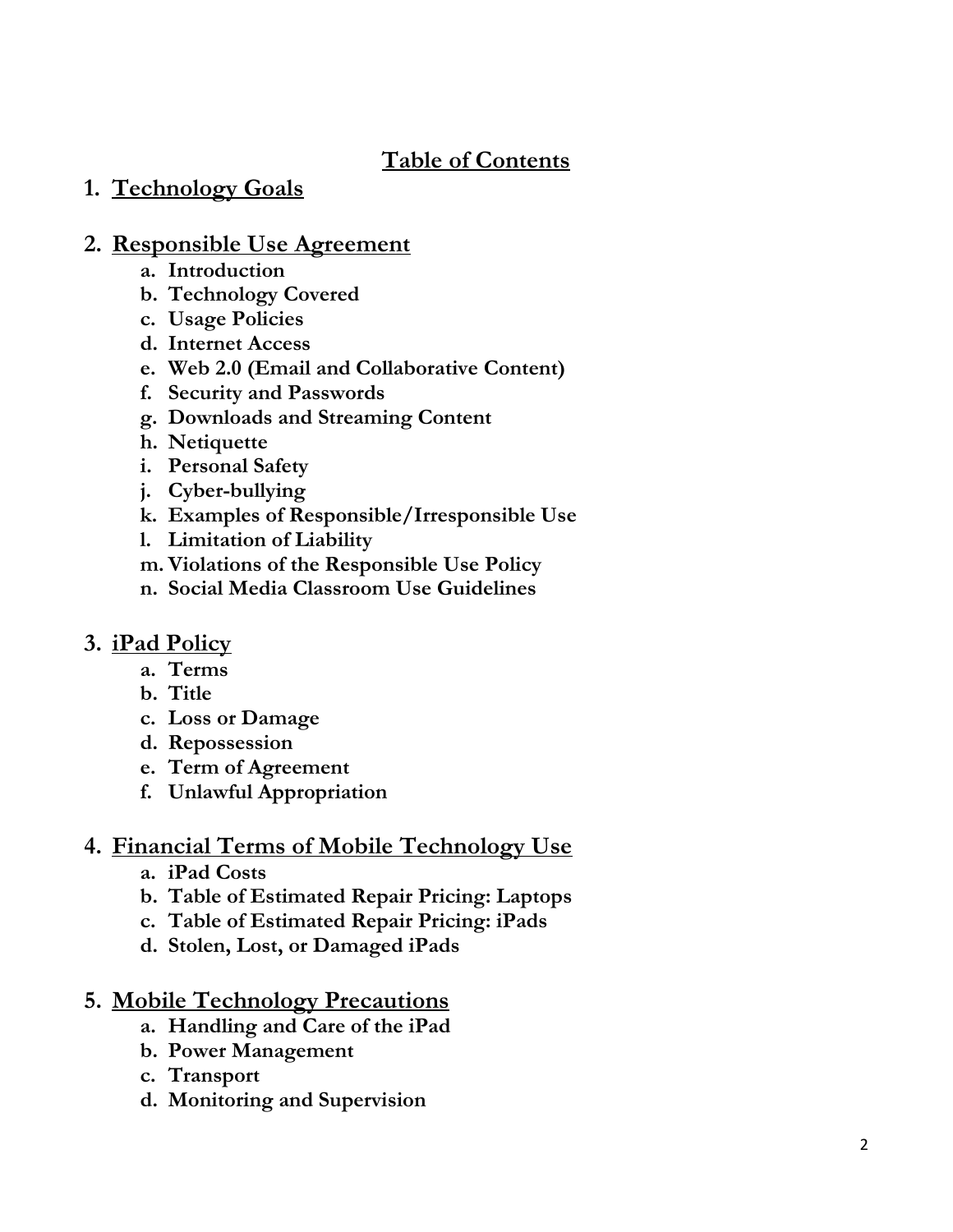# Table of Contents

1. **Technology Goals**

2. **Responsible Use Agreement**
   a. **Introduction**
   b. **Technology Covered**
   c. **Usage Policies**
   d. **Internet Access**
   e. **Web 2.0 (Email and Collaborative Content)**
   f. **Security and Passwords**
   g. **Downloads and Streaming Content**
   h. **Netiquette**
   i. **Personal Safety**
   j. **Cyber-bullying**
   k. **Examples of Responsible/Irresponsible Use**
   l. **Limitation of Liability**
   m. **Violations of the Responsible Use Policy**
   n. **Social Media Classroom Use Guidelines**

3. **iPad Policy**
   a. **Terms**
   b. **Title**
   c. **Loss or Damage**
   d. **Repossession**
   e. **Term of Agreement**
   f. **Unlawful Appropriation**

4. **Financial Terms of Mobile Technology Use**
   a. **iPad Costs**
   b. **Table of Estimated Repair Pricing: Laptops**
   c. **Table of Estimated Repair Pricing: iPads**
   d. **Stolen, Lost, or Damaged iPads**

5. **Mobile Technology Precautions**
   a. **Handling and Care of the iPad**
   b. **Power Management**
   c. **Transport**
   d. **Monitoring and Supervision**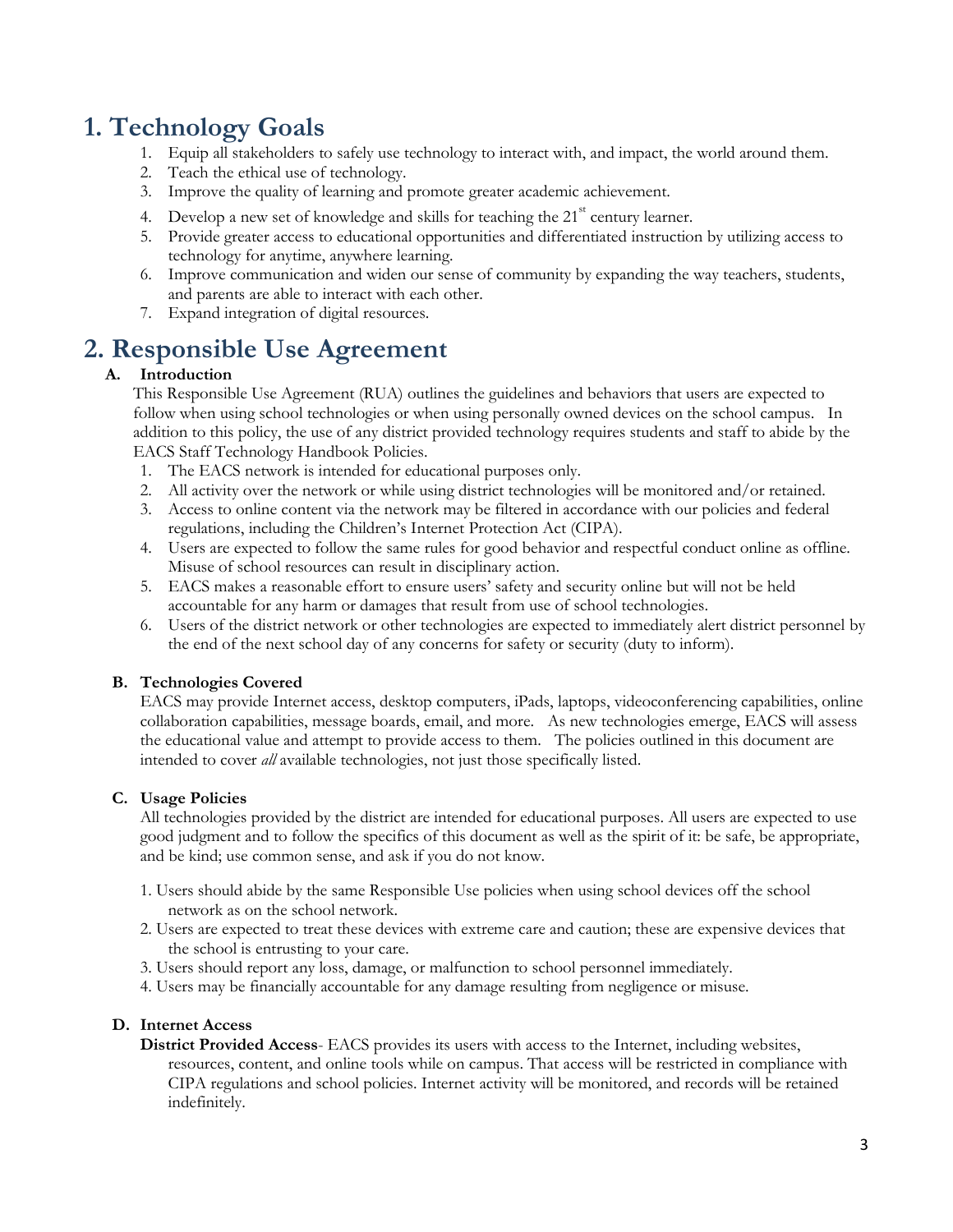# 1. Technology Goals

1. Equip all stakeholders to safely use technology to interact with, and impact, the world around them.
2. Teach the ethical use of technology.
3. Improve the quality of learning and promote greater academic achievement.
4. Develop a new set of knowledge and skills for teaching the 21st century learner.
5. Provide greater access to educational opportunities and differentiated instruction by utilizing access to technology for anytime, anywhere learning.
6. Improve communication and widen our sense of community by expanding the way teachers, students, and parents are able to interact with each other.
7. Expand integration of digital resources.

# 2. Responsible Use Agreement

## A. Introduction

This Responsible Use Agreement (RUA) outlines the guidelines and behaviors that users are expected to follow when using school technologies or when using personally owned devices on the school campus. In addition to this policy, the use of any district provided technology requires students and staff to abide by the EACS Staff Technology Handbook Policies.

1. The EACS network is intended for educational purposes only.
2. All activity over the network or while using district technologies will be monitored and/or retained.
3. Access to online content via the network may be filtered in accordance with our policies and federal regulations, including the Children's Internet Protection Act (CIPA).
4. Users are expected to follow the same rules for good behavior and respectful conduct online as offline. Misuse of school resources can result in disciplinary action.
5. EACS makes a reasonable effort to ensure users' safety and security online but will not be held accountable for any harm or damages that result from use of school technologies.
6. Users of the district network or other technologies are expected to immediately alert district personnel by the end of the next school day of any concerns for safety or security (duty to inform).

## B. Technologies Covered

EACS may provide Internet access, desktop computers, iPads, laptops, videoconferencing capabilities, online collaboration capabilities, message boards, email, and more. As new technologies emerge, EACS will assess the educational value and attempt to provide access to them. The policies outlined in this document are intended to cover *all* available technologies, not just those specifically listed.

## C. Usage Policies

All technologies provided by the district are intended for educational purposes. All users are expected to use good judgment and to follow the specifics of this document as well as the spirit of it: be safe, be appropriate, and be kind; use common sense, and ask if you do not know.

1. Users should abide by the same Responsible Use policies when using school devices off the school network as on the school network.
2. Users are expected to treat these devices with extreme care and caution; these are expensive devices that the school is entrusting to your care.
3. Users should report any loss, damage, or malfunction to school personnel immediately.
4. Users may be financially accountable for any damage resulting from negligence or misuse.

## D. Internet Access

**District Provided Access**- EACS provides its users with access to the Internet, including websites, resources, content, and online tools while on campus. That access will be restricted in compliance with CIPA regulations and school policies. Internet activity will be monitored, and records will be retained indefinitely.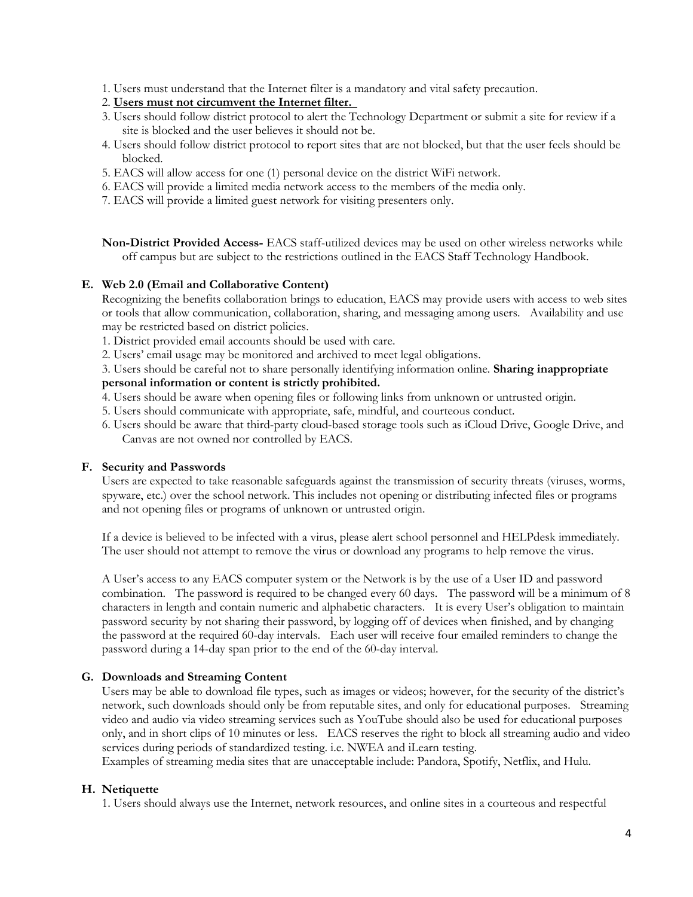1. Users must understand that the Internet filter is a mandatory and vital safety precaution.
2. **<u>Users must not circumvent the Internet filter.</u>**
3. Users should follow district protocol to alert the Technology Department or submit a site for review if a site is blocked and the user believes it should not be.
4. Users should follow district protocol to report sites that are not blocked, but that the user feels should be blocked.
5. EACS will allow access for one (1) personal device on the district WiFi network.
6. EACS will provide a limited media network access to the members of the media only.
7. EACS will provide a limited guest network for visiting presenters only.

**Non-District Provided Access-** EACS staff-utilized devices may be used on other wireless networks while off campus but are subject to the restrictions outlined in the EACS Staff Technology Handbook.

### E. Web 2.0 (Email and Collaborative Content)

Recognizing the benefits collaboration brings to education, EACS may provide users with access to web sites or tools that allow communication, collaboration, sharing, and messaging among users. Availability and use may be restricted based on district policies.

1. District provided email accounts should be used with care.
2. Users' email usage may be monitored and archived to meet legal obligations.
3. Users should be careful not to share personally identifying information online. **Sharing inappropriate personal information or content is strictly prohibited.**
4. Users should be aware when opening files or following links from unknown or untrusted origin.
5. Users should communicate with appropriate, safe, mindful, and courteous conduct.
6. Users should be aware that third-party cloud-based storage tools such as iCloud Drive, Google Drive, and Canvas are not owned nor controlled by EACS.

### F. Security and Passwords

Users are expected to take reasonable safeguards against the transmission of security threats (viruses, worms, spyware, etc.) over the school network. This includes not opening or distributing infected files or programs and not opening files or programs of unknown or untrusted origin.

If a device is believed to be infected with a virus, please alert school personnel and HELPdesk immediately. The user should not attempt to remove the virus or download any programs to help remove the virus.

A User's access to any EACS computer system or the Network is by the use of a User ID and password combination. The password is required to be changed every 60 days. The password will be a minimum of 8 characters in length and contain numeric and alphabetic characters. It is every User's obligation to maintain password security by not sharing their password, by logging off of devices when finished, and by changing the password at the required 60-day intervals. Each user will receive four emailed reminders to change the password during a 14-day span prior to the end of the 60-day interval.

### G. Downloads and Streaming Content

Users may be able to download file types, such as images or videos; however, for the security of the district's network, such downloads should only be from reputable sites, and only for educational purposes. Streaming video and audio via video streaming services such as YouTube should also be used for educational purposes only, and in short clips of 10 minutes or less. EACS reserves the right to block all streaming audio and video services during periods of standardized testing. i.e. NWEA and iLearn testing.
Examples of streaming media sites that are unacceptable include: Pandora, Spotify, Netflix, and Hulu.

### H. Netiquette

1. Users should always use the Internet, network resources, and online sites in a courteous and respectful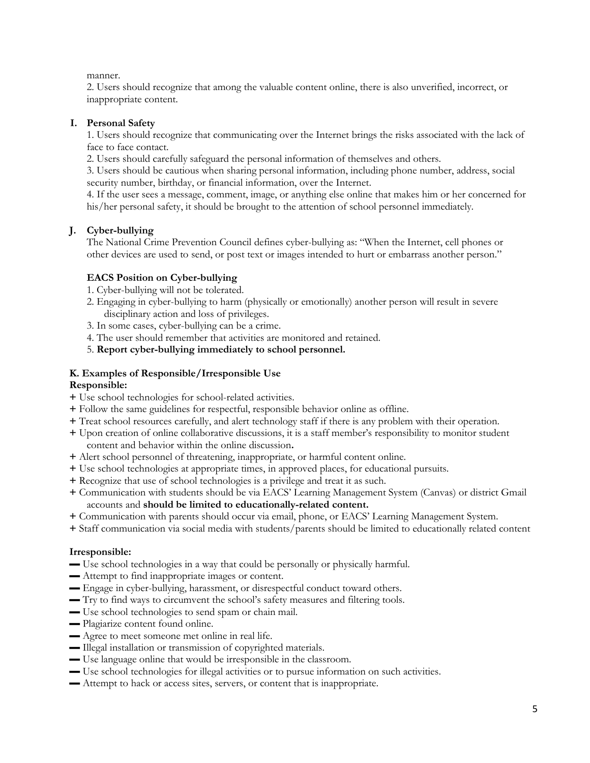manner.

2. Users should recognize that among the valuable content online, there is also unverified, incorrect, or inappropriate content.

## I. Personal Safety

1. Users should recognize that communicating over the Internet brings the risks associated with the lack of face to face contact.
2. Users should carefully safeguard the personal information of themselves and others.
3. Users should be cautious when sharing personal information, including phone number, address, social security number, birthday, or financial information, over the Internet.
4. If the user sees a message, comment, image, or anything else online that makes him or her concerned for his/her personal safety, it should be brought to the attention of school personnel immediately.

## J. Cyber-bullying

The National Crime Prevention Council defines cyber-bullying as: "When the Internet, cell phones or other devices are used to send, or post text or images intended to hurt or embarrass another person."

**EACS Position on Cyber-bullying**

1. Cyber-bullying will not be tolerated.
2. Engaging in cyber-bullying to harm (physically or emotionally) another person will result in severe disciplinary action and loss of privileges.
3. In some cases, cyber-bullying can be a crime.
4. The user should remember that activities are monitored and retained.
5. **Report cyber-bullying immediately to school personnel.**

## K. Examples of Responsible/Irresponsible Use

**Responsible:**

+ Use school technologies for school-related activities.
+ Follow the same guidelines for respectful, responsible behavior online as offline.
+ Treat school resources carefully, and alert technology staff if there is any problem with their operation.
+ Upon creation of online collaborative discussions, it is a staff member's responsibility to monitor student content and behavior within the online discussion**.**
+ Alert school personnel of threatening, inappropriate, or harmful content online.
+ Use school technologies at appropriate times, in approved places, for educational pursuits.
+ Recognize that use of school technologies is a privilege and treat it as such.
+ Communication with students should be via EACS' Learning Management System (Canvas) or district Gmail accounts and **should be limited to educationally-related content.**
+ Communication with parents should occur via email, phone, or EACS' Learning Management System.
+ Staff communication via social media with students/parents should be limited to educationally related content

**Irresponsible:**

— Use school technologies in a way that could be personally or physically harmful.
— Attempt to find inappropriate images or content.
— Engage in cyber-bullying, harassment, or disrespectful conduct toward others.
— Try to find ways to circumvent the school's safety measures and filtering tools.
— Use school technologies to send spam or chain mail.
— Plagiarize content found online.
— Agree to meet someone met online in real life.
— Illegal installation or transmission of copyrighted materials.
— Use language online that would be irresponsible in the classroom.
— Use school technologies for illegal activities or to pursue information on such activities.
— Attempt to hack or access sites, servers, or content that is inappropriate.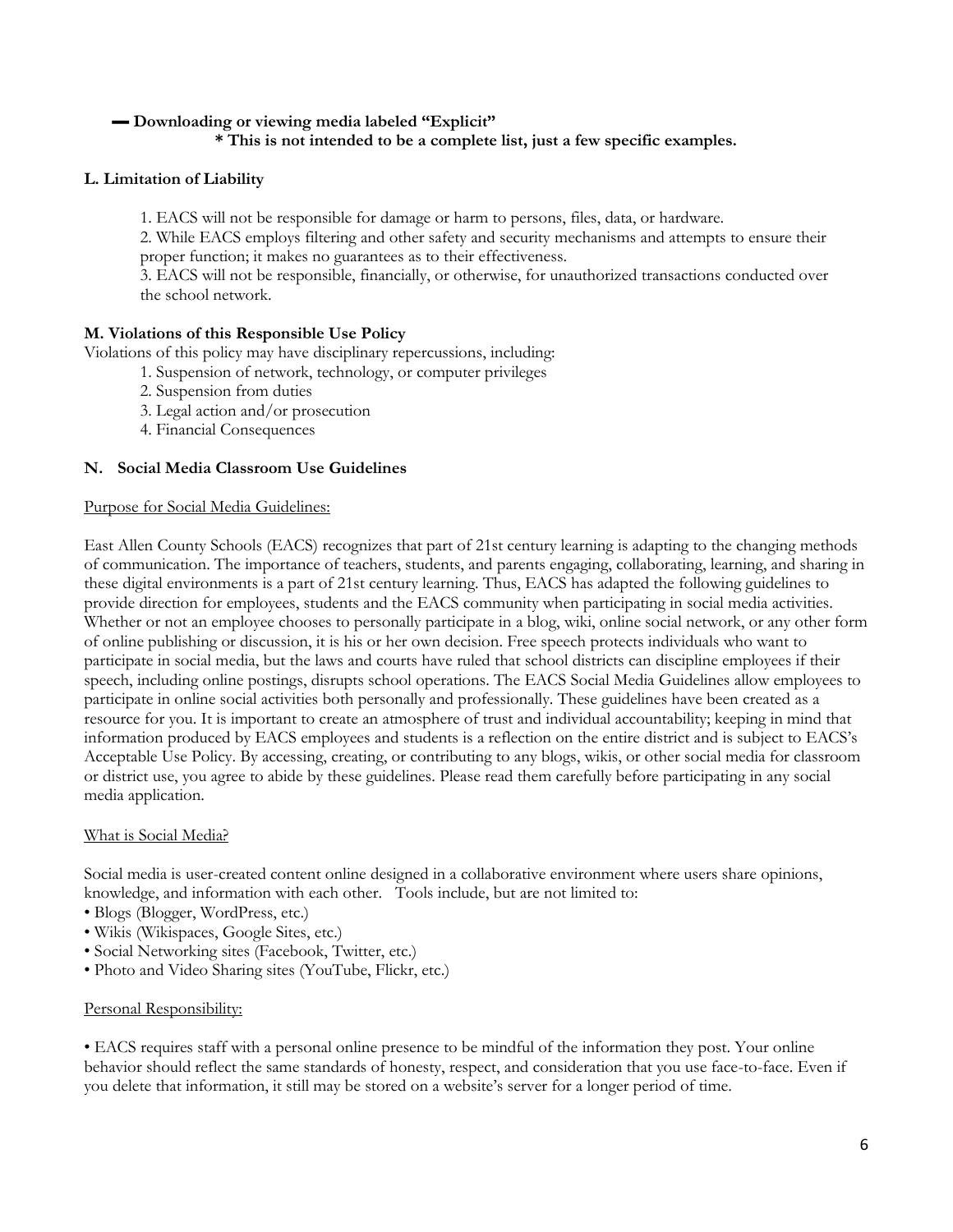- **Downloading or viewing media labeled "Explicit"**

  **\* This is not intended to be a complete list, just a few specific examples.**

### L. Limitation of Liability

1. EACS will not be responsible for damage or harm to persons, files, data, or hardware.
2. While EACS employs filtering and other safety and security mechanisms and attempts to ensure their proper function; it makes no guarantees as to their effectiveness.
3. EACS will not be responsible, financially, or otherwise, for unauthorized transactions conducted over the school network.

### M. Violations of this Responsible Use Policy

Violations of this policy may have disciplinary repercussions, including:

1. Suspension of network, technology, or computer privileges
2. Suspension from duties
3. Legal action and/or prosecution
4. Financial Consequences

### N. Social Media Classroom Use Guidelines

<u>Purpose for Social Media Guidelines:</u>

East Allen County Schools (EACS) recognizes that part of 21st century learning is adapting to the changing methods of communication. The importance of teachers, students, and parents engaging, collaborating, learning, and sharing in these digital environments is a part of 21st century learning. Thus, EACS has adapted the following guidelines to provide direction for employees, students and the EACS community when participating in social media activities. Whether or not an employee chooses to personally participate in a blog, wiki, online social network, or any other form of online publishing or discussion, it is his or her own decision. Free speech protects individuals who want to participate in social media, but the laws and courts have ruled that school districts can discipline employees if their speech, including online postings, disrupts school operations. The EACS Social Media Guidelines allow employees to participate in online social activities both personally and professionally. These guidelines have been created as a resource for you. It is important to create an atmosphere of trust and individual accountability; keeping in mind that information produced by EACS employees and students is a reflection on the entire district and is subject to EACS's Acceptable Use Policy. By accessing, creating, or contributing to any blogs, wikis, or other social media for classroom or district use, you agree to abide by these guidelines. Please read them carefully before participating in any social media application.

<u>What is Social Media?</u>

Social media is user-created content online designed in a collaborative environment where users share opinions, knowledge, and information with each other. Tools include, but are not limited to:

- Blogs (Blogger, WordPress, etc.)
- Wikis (Wikispaces, Google Sites, etc.)
- Social Networking sites (Facebook, Twitter, etc.)
- Photo and Video Sharing sites (YouTube, Flickr, etc.)

<u>Personal Responsibility:</u>

- EACS requires staff with a personal online presence to be mindful of the information they post. Your online behavior should reflect the same standards of honesty, respect, and consideration that you use face-to-face. Even if you delete that information, it still may be stored on a website's server for a longer period of time.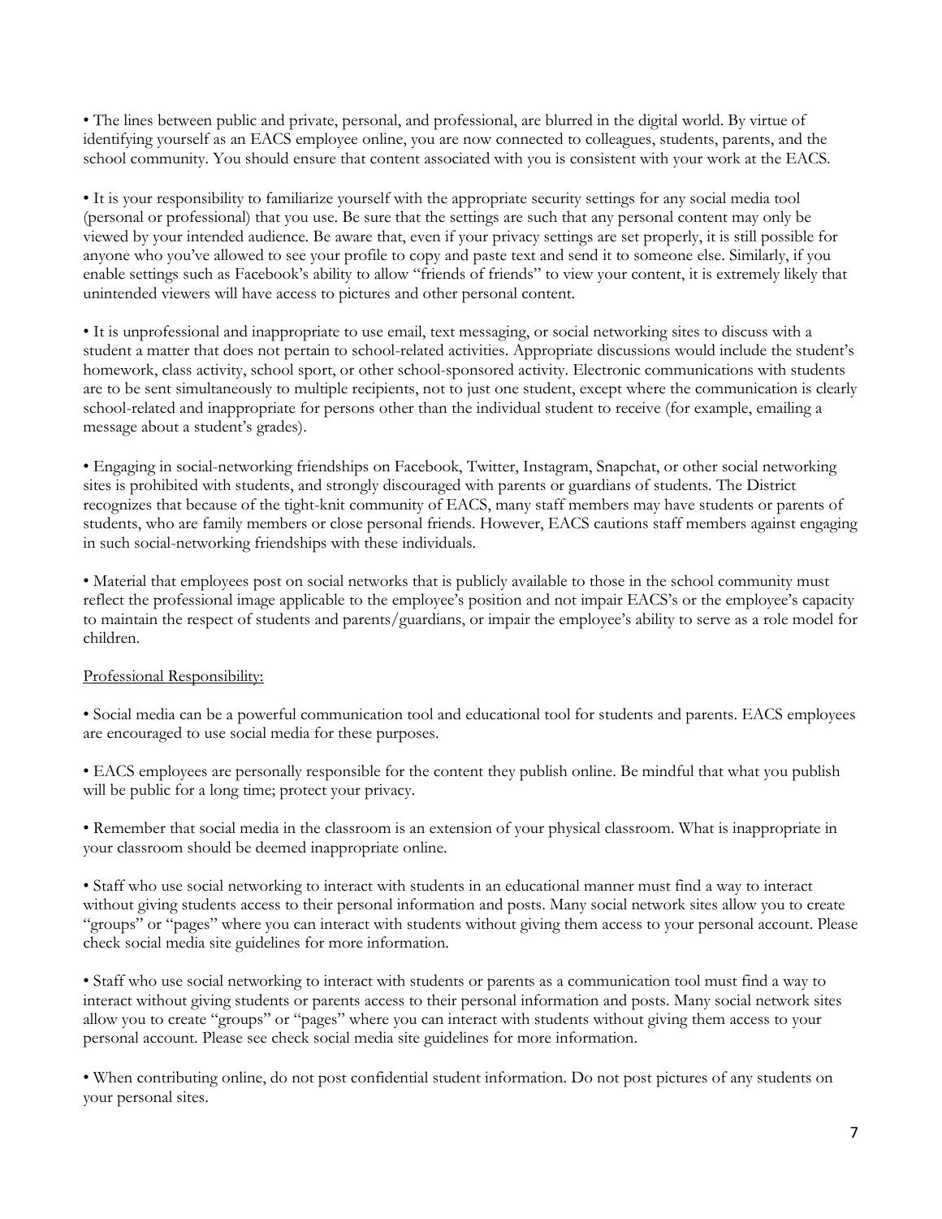- The lines between public and private, personal, and professional, are blurred in the digital world. By virtue of identifying yourself as an EACS employee online, you are now connected to colleagues, students, parents, and the school community. You should ensure that content associated with you is consistent with your work at the EACS.

- It is your responsibility to familiarize yourself with the appropriate security settings for any social media tool (personal or professional) that you use. Be sure that the settings are such that any personal content may only be viewed by your intended audience. Be aware that, even if your privacy settings are set properly, it is still possible for anyone who you've allowed to see your profile to copy and paste text and send it to someone else. Similarly, if you enable settings such as Facebook's ability to allow "friends of friends" to view your content, it is extremely likely that unintended viewers will have access to pictures and other personal content.

- It is unprofessional and inappropriate to use email, text messaging, or social networking sites to discuss with a student a matter that does not pertain to school-related activities. Appropriate discussions would include the student's homework, class activity, school sport, or other school-sponsored activity. Electronic communications with students are to be sent simultaneously to multiple recipients, not to just one student, except where the communication is clearly school-related and inappropriate for persons other than the individual student to receive (for example, emailing a message about a student's grades).

- Engaging in social-networking friendships on Facebook, Twitter, Instagram, Snapchat, or other social networking sites is prohibited with students, and strongly discouraged with parents or guardians of students. The District recognizes that because of the tight-knit community of EACS, many staff members may have students or parents of students, who are family members or close personal friends. However, EACS cautions staff members against engaging in such social-networking friendships with these individuals.

- Material that employees post on social networks that is publicly available to those in the school community must reflect the professional image applicable to the employee's position and not impair EACS's or the employee's capacity to maintain the respect of students and parents/guardians, or impair the employee's ability to serve as a role model for children.

<u>Professional Responsibility:</u>

- Social media can be a powerful communication tool and educational tool for students and parents. EACS employees are encouraged to use social media for these purposes.

- EACS employees are personally responsible for the content they publish online. Be mindful that what you publish will be public for a long time; protect your privacy.

- Remember that social media in the classroom is an extension of your physical classroom. What is inappropriate in your classroom should be deemed inappropriate online.

- Staff who use social networking to interact with students in an educational manner must find a way to interact without giving students access to their personal information and posts. Many social network sites allow you to create "groups" or "pages" where you can interact with students without giving them access to your personal account. Please check social media site guidelines for more information.

- Staff who use social networking to interact with students or parents as a communication tool must find a way to interact without giving students or parents access to their personal information and posts. Many social network sites allow you to create "groups" or "pages" where you can interact with students without giving them access to your personal account. Please see check social media site guidelines for more information.

- When contributing online, do not post confidential student information. Do not post pictures of any students on your personal sites.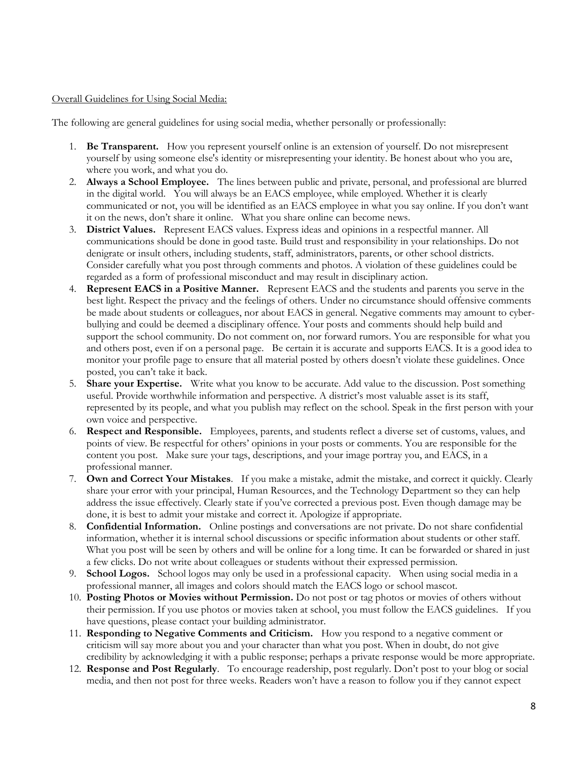<u>Overall Guidelines for Using Social Media:</u>

The following are general guidelines for using social media, whether personally or professionally:

1. **Be Transparent.** How you represent yourself online is an extension of yourself. Do not misrepresent yourself by using someone else's identity or misrepresenting your identity. Be honest about who you are, where you work, and what you do.
2. **Always a School Employee.** The lines between public and private, personal, and professional are blurred in the digital world. You will always be an EACS employee, while employed. Whether it is clearly communicated or not, you will be identified as an EACS employee in what you say online. If you don't want it on the news, don't share it online. What you share online can become news.
3. **District Values.** Represent EACS values. Express ideas and opinions in a respectful manner. All communications should be done in good taste. Build trust and responsibility in your relationships. Do not denigrate or insult others, including students, staff, administrators, parents, or other school districts. Consider carefully what you post through comments and photos. A violation of these guidelines could be regarded as a form of professional misconduct and may result in disciplinary action.
4. **Represent EACS in a Positive Manner.** Represent EACS and the students and parents you serve in the best light. Respect the privacy and the feelings of others. Under no circumstance should offensive comments be made about students or colleagues, nor about EACS in general. Negative comments may amount to cyber-bullying and could be deemed a disciplinary offence. Your posts and comments should help build and support the school community. Do not comment on, nor forward rumors. You are responsible for what you and others post, even if on a personal page. Be certain it is accurate and supports EACS. It is a good idea to monitor your profile page to ensure that all material posted by others doesn't violate these guidelines. Once posted, you can't take it back.
5. **Share your Expertise.** Write what you know to be accurate. Add value to the discussion. Post something useful. Provide worthwhile information and perspective. A district's most valuable asset is its staff, represented by its people, and what you publish may reflect on the school. Speak in the first person with your own voice and perspective.
6. **Respect and Responsible.** Employees, parents, and students reflect a diverse set of customs, values, and points of view. Be respectful for others' opinions in your posts or comments. You are responsible for the content you post. Make sure your tags, descriptions, and your image portray you, and EACS, in a professional manner.
7. **Own and Correct Your Mistakes**. If you make a mistake, admit the mistake, and correct it quickly. Clearly share your error with your principal, Human Resources, and the Technology Department so they can help address the issue effectively. Clearly state if you've corrected a previous post. Even though damage may be done, it is best to admit your mistake and correct it. Apologize if appropriate.
8. **Confidential Information.** Online postings and conversations are not private. Do not share confidential information, whether it is internal school discussions or specific information about students or other staff. What you post will be seen by others and will be online for a long time. It can be forwarded or shared in just a few clicks. Do not write about colleagues or students without their expressed permission.
9. **School Logos.** School logos may only be used in a professional capacity. When using social media in a professional manner, all images and colors should match the EACS logo or school mascot.
10. **Posting Photos or Movies without Permission.** Do not post or tag photos or movies of others without their permission. If you use photos or movies taken at school, you must follow the EACS guidelines. If you have questions, please contact your building administrator.
11. **Responding to Negative Comments and Criticism.** How you respond to a negative comment or criticism will say more about you and your character than what you post. When in doubt, do not give credibility by acknowledging it with a public response; perhaps a private response would be more appropriate.
12. **Response and Post Regularly**. To encourage readership, post regularly. Don't post to your blog or social media, and then not post for three weeks. Readers won't have a reason to follow you if they cannot expect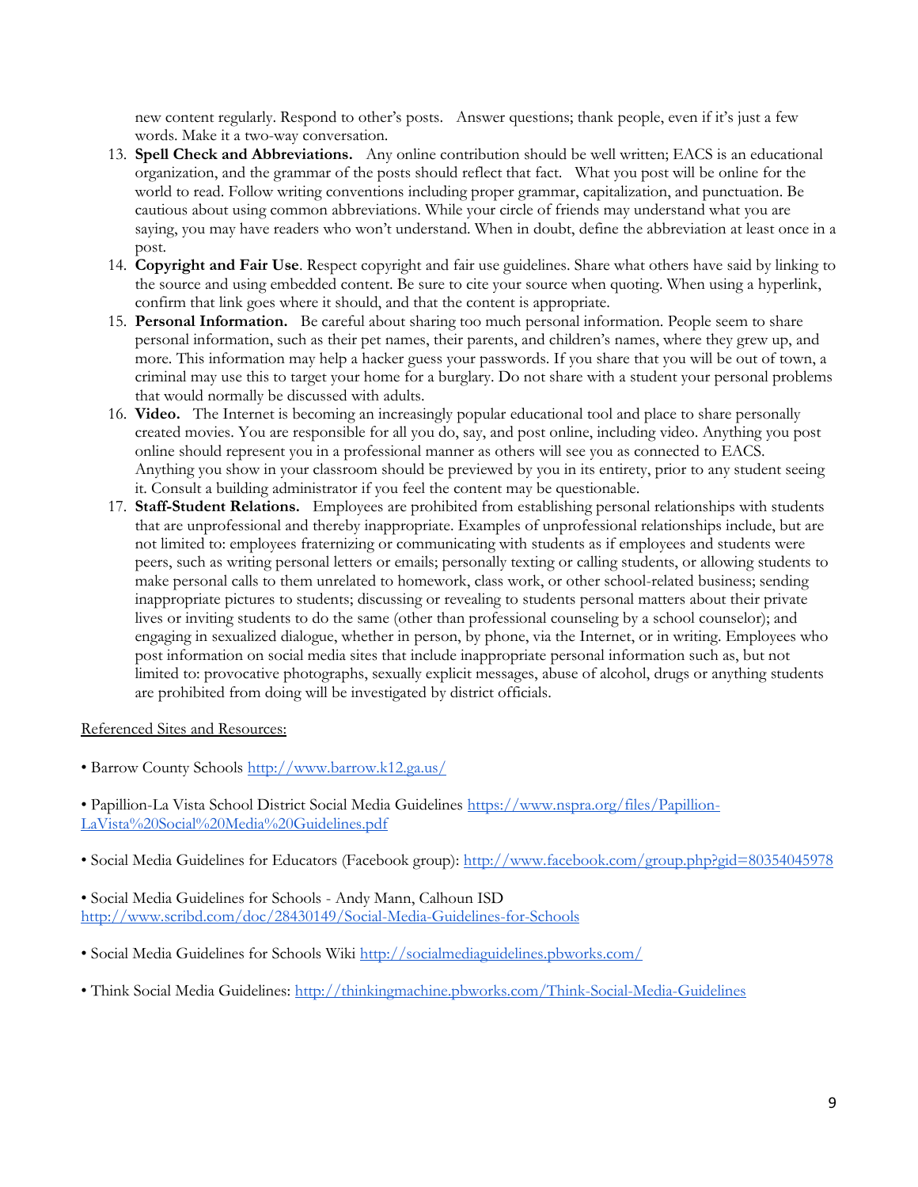new content regularly. Respond to other's posts. Answer questions; thank people, even if it's just a few words. Make it a two-way conversation.

13. **Spell Check and Abbreviations.** Any online contribution should be well written; EACS is an educational organization, and the grammar of the posts should reflect that fact. What you post will be online for the world to read. Follow writing conventions including proper grammar, capitalization, and punctuation. Be cautious about using common abbreviations. While your circle of friends may understand what you are saying, you may have readers who won't understand. When in doubt, define the abbreviation at least once in a post.
14. **Copyright and Fair Use**. Respect copyright and fair use guidelines. Share what others have said by linking to the source and using embedded content. Be sure to cite your source when quoting. When using a hyperlink, confirm that link goes where it should, and that the content is appropriate.
15. **Personal Information.** Be careful about sharing too much personal information. People seem to share personal information, such as their pet names, their parents, and children's names, where they grew up, and more. This information may help a hacker guess your passwords. If you share that you will be out of town, a criminal may use this to target your home for a burglary. Do not share with a student your personal problems that would normally be discussed with adults.
16. **Video.** The Internet is becoming an increasingly popular educational tool and place to share personally created movies. You are responsible for all you do, say, and post online, including video. Anything you post online should represent you in a professional manner as others will see you as connected to EACS. Anything you show in your classroom should be previewed by you in its entirety, prior to any student seeing it. Consult a building administrator if you feel the content may be questionable.
17. **Staff-Student Relations.** Employees are prohibited from establishing personal relationships with students that are unprofessional and thereby inappropriate. Examples of unprofessional relationships include, but are not limited to: employees fraternizing or communicating with students as if employees and students were peers, such as writing personal letters or emails; personally texting or calling students, or allowing students to make personal calls to them unrelated to homework, class work, or other school-related business; sending inappropriate pictures to students; discussing or revealing to students personal matters about their private lives or inviting students to do the same (other than professional counseling by a school counselor); and engaging in sexualized dialogue, whether in person, by phone, via the Internet, or in writing. Employees who post information on social media sites that include inappropriate personal information such as, but not limited to: provocative photographs, sexually explicit messages, abuse of alcohol, drugs or anything students are prohibited from doing will be investigated by district officials.

Referenced Sites and Resources:

- Barrow County Schools http://www.barrow.k12.ga.us/

- Papillion-La Vista School District Social Media Guidelines https://www.nspra.org/files/Papillion-LaVista%20Social%20Media%20Guidelines.pdf

- Social Media Guidelines for Educators (Facebook group): http://www.facebook.com/group.php?gid=80354045978

- Social Media Guidelines for Schools - Andy Mann, Calhoun ISD http://www.scribd.com/doc/28430149/Social-Media-Guidelines-for-Schools

- Social Media Guidelines for Schools Wiki http://socialmediaguidelines.pbworks.com/

- Think Social Media Guidelines: http://thinkingmachine.pbworks.com/Think-Social-Media-Guidelines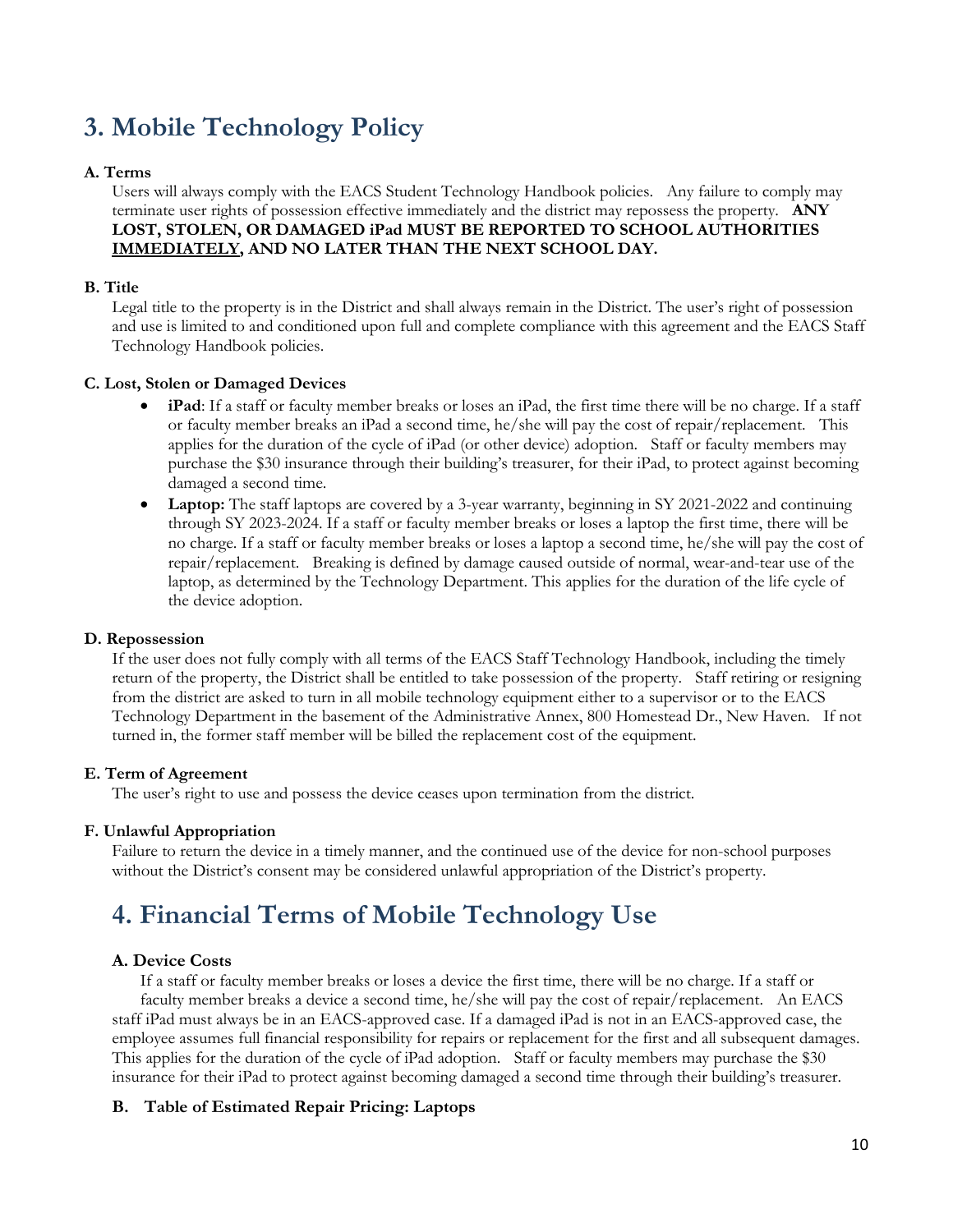# 3. Mobile Technology Policy

### A. Terms

Users will always comply with the EACS Student Technology Handbook policies. Any failure to comply may terminate user rights of possession effective immediately and the district may repossess the property. **ANY LOST, STOLEN, OR DAMAGED iPad MUST BE REPORTED TO SCHOOL AUTHORITIES <u>IMMEDIATELY</u>, AND NO LATER THAN THE NEXT SCHOOL DAY.**

### B. Title

Legal title to the property is in the District and shall always remain in the District. The user's right of possession and use is limited to and conditioned upon full and complete compliance with this agreement and the EACS Staff Technology Handbook policies.

### C. Lost, Stolen or Damaged Devices

- **iPad**: If a staff or faculty member breaks or loses an iPad, the first time there will be no charge. If a staff or faculty member breaks an iPad a second time, he/she will pay the cost of repair/replacement. This applies for the duration of the cycle of iPad (or other device) adoption. Staff or faculty members may purchase the $30 insurance through their building's treasurer, for their iPad, to protect against becoming damaged a second time.
- **Laptop:** The staff laptops are covered by a 3-year warranty, beginning in SY 2021-2022 and continuing through SY 2023-2024. If a staff or faculty member breaks or loses a laptop the first time, there will be no charge. If a staff or faculty member breaks or loses a laptop a second time, he/she will pay the cost of repair/replacement. Breaking is defined by damage caused outside of normal, wear-and-tear use of the laptop, as determined by the Technology Department. This applies for the duration of the life cycle of the device adoption.

### D. Repossession

If the user does not fully comply with all terms of the EACS Staff Technology Handbook, including the timely return of the property, the District shall be entitled to take possession of the property. Staff retiring or resigning from the district are asked to turn in all mobile technology equipment either to a supervisor or to the EACS Technology Department in the basement of the Administrative Annex, 800 Homestead Dr., New Haven. If not turned in, the former staff member will be billed the replacement cost of the equipment.

### E. Term of Agreement

The user's right to use and possess the device ceases upon termination from the district.

### F. Unlawful Appropriation

Failure to return the device in a timely manner, and the continued use of the device for non-school purposes without the District's consent may be considered unlawful appropriation of the District's property.

# 4. Financial Terms of Mobile Technology Use

### A. Device Costs

If a staff or faculty member breaks or loses a device the first time, there will be no charge. If a staff or faculty member breaks a device a second time, he/she will pay the cost of repair/replacement. An EACS staff iPad must always be in an EACS-approved case. If a damaged iPad is not in an EACS-approved case, the employee assumes full financial responsibility for repairs or replacement for the first and all subsequent damages. This applies for the duration of the cycle of iPad adoption. Staff or faculty members may purchase the $30 insurance for their iPad to protect against becoming damaged a second time through their building's treasurer.

### B. Table of Estimated Repair Pricing: Laptops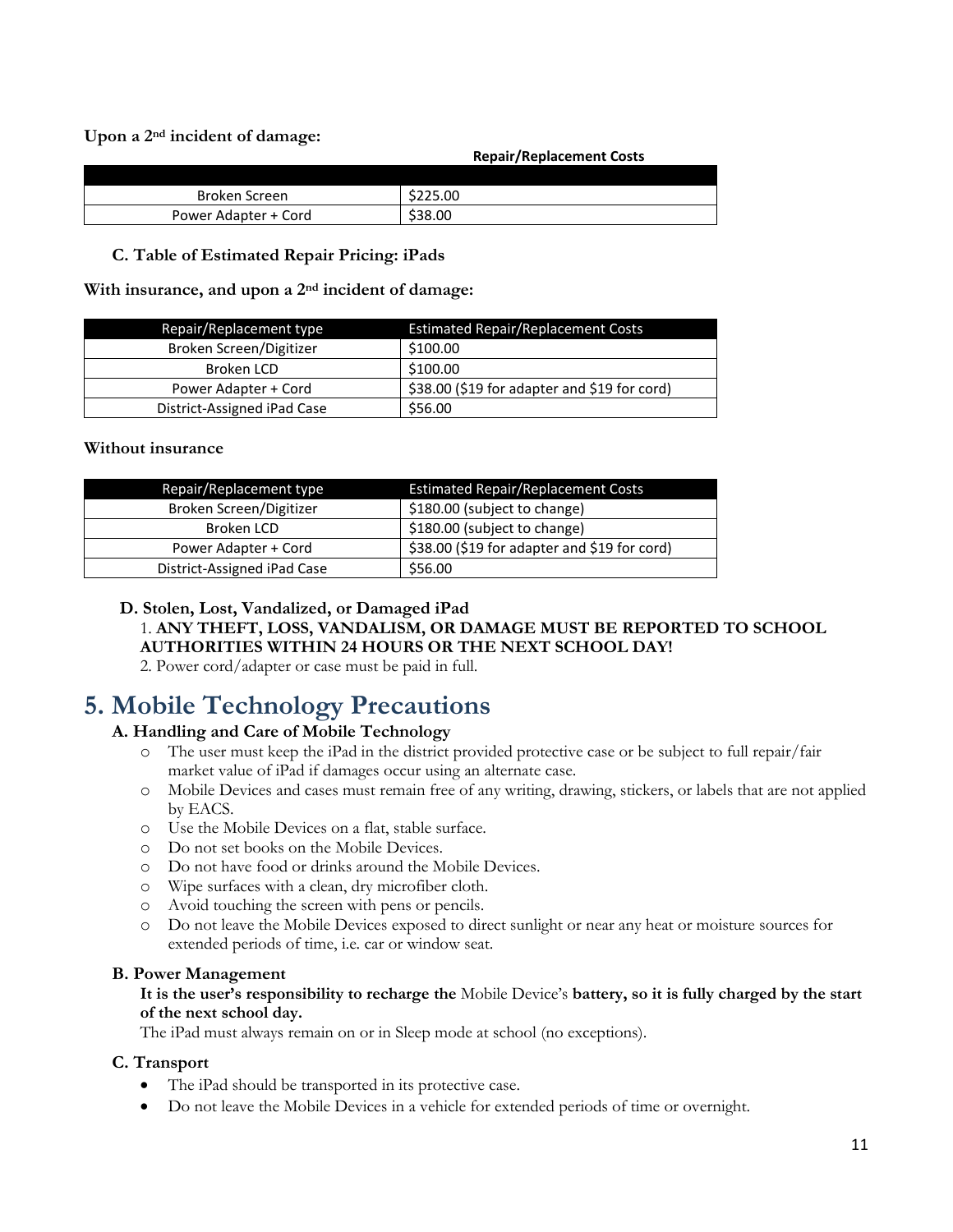**Upon a 2nd incident of damage:**

| | Repair/Replacement Costs |
|---|---|
| Broken Screen | $225.00 |
| Power Adapter + Cord | $38.00 |

### C. Table of Estimated Repair Pricing: iPads

**With insurance, and upon a 2nd incident of damage:**

| Repair/Replacement type | Estimated Repair/Replacement Costs |
|---|---|
| Broken Screen/Digitizer | $100.00 |
| Broken LCD | $100.00 |
| Power Adapter + Cord | $38.00 ($19 for adapter and $19 for cord) |
| District-Assigned iPad Case | $56.00 |

**Without insurance**

| Repair/Replacement type | Estimated Repair/Replacement Costs |
|---|---|
| Broken Screen/Digitizer | $180.00 (subject to change) |
| Broken LCD | $180.00 (subject to change) |
| Power Adapter + Cord | $38.00 ($19 for adapter and $19 for cord) |
| District-Assigned iPad Case | $56.00 |

### D. Stolen, Lost, Vandalized, or Damaged iPad

1. **ANY THEFT, LOSS, VANDALISM, OR DAMAGE MUST BE REPORTED TO SCHOOL AUTHORITIES WITHIN 24 HOURS OR THE NEXT SCHOOL DAY!**
2. Power cord/adapter or case must be paid in full.

## 5. Mobile Technology Precautions

### A. Handling and Care of Mobile Technology

- The user must keep the iPad in the district provided protective case or be subject to full repair/fair market value of iPad if damages occur using an alternate case.
- Mobile Devices and cases must remain free of any writing, drawing, stickers, or labels that are not applied by EACS.
- Use the Mobile Devices on a flat, stable surface.
- Do not set books on the Mobile Devices.
- Do not have food or drinks around the Mobile Devices.
- Wipe surfaces with a clean, dry microfiber cloth.
- Avoid touching the screen with pens or pencils.
- Do not leave the Mobile Devices exposed to direct sunlight or near any heat or moisture sources for extended periods of time, i.e. car or window seat.

### B. Power Management

**It is the user's responsibility to recharge the** Mobile Device's **battery, so it is fully charged by the start of the next school day.**

The iPad must always remain on or in Sleep mode at school (no exceptions).

### C. Transport

- The iPad should be transported in its protective case.
- Do not leave the Mobile Devices in a vehicle for extended periods of time or overnight.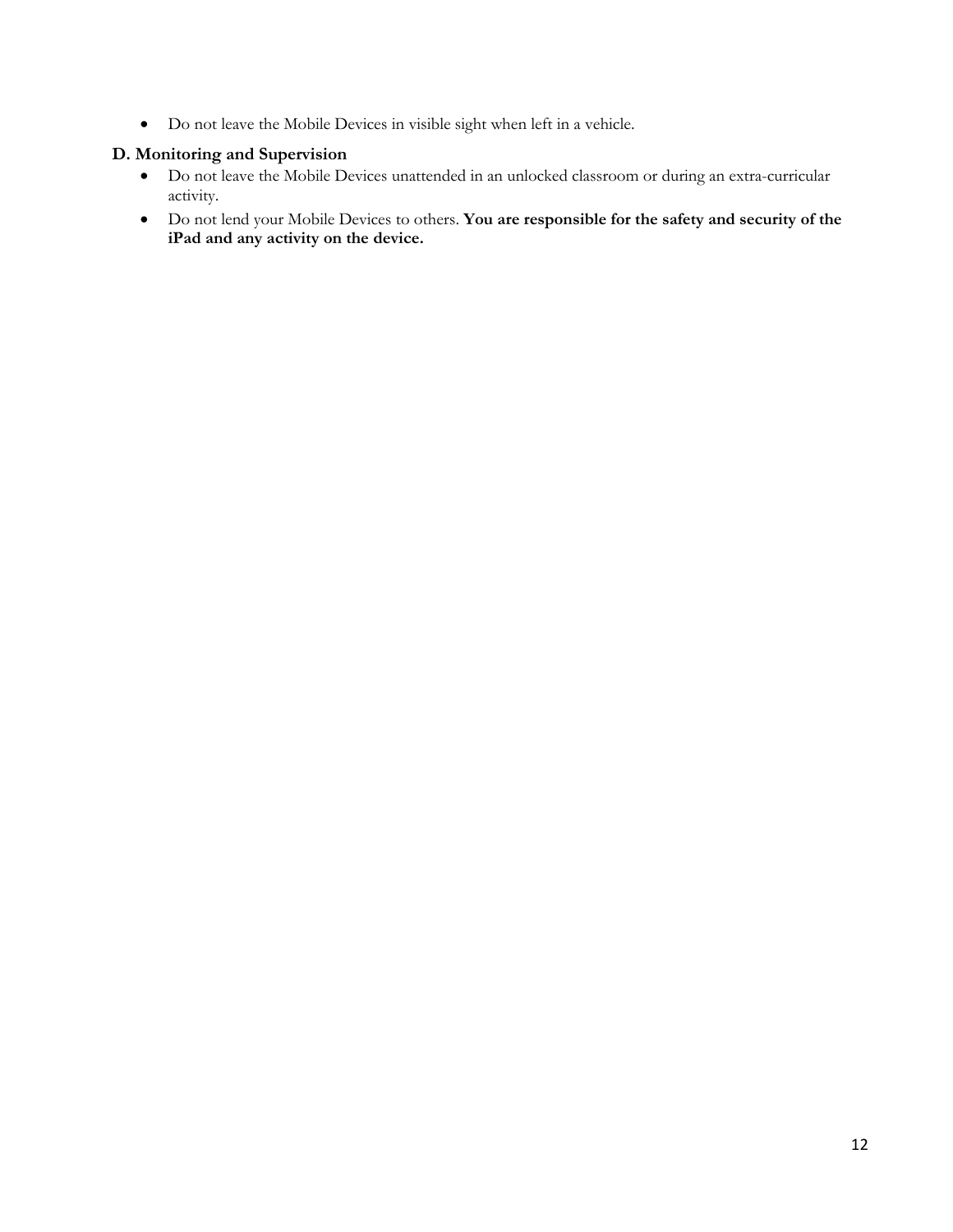- Do not leave the Mobile Devices in visible sight when left in a vehicle.

**D. Monitoring and Supervision**

- Do not leave the Mobile Devices unattended in an unlocked classroom or during an extra-curricular activity.
- Do not lend your Mobile Devices to others. **You are responsible for the safety and security of the iPad and any activity on the device.**